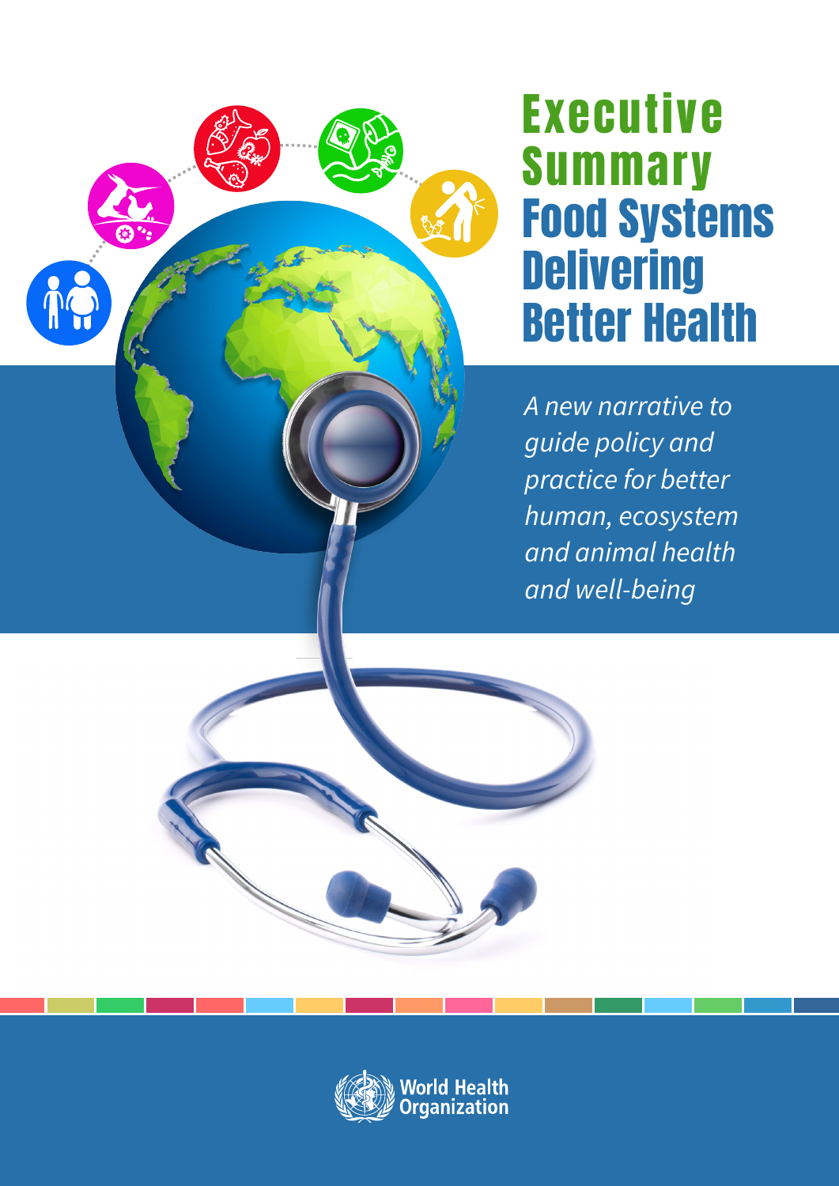# Executive Summary

# Food Systems Delivering Better Health

*A new narrative to guide policy and practice for better human, ecosystem and animal health and well-being*

World Health Organization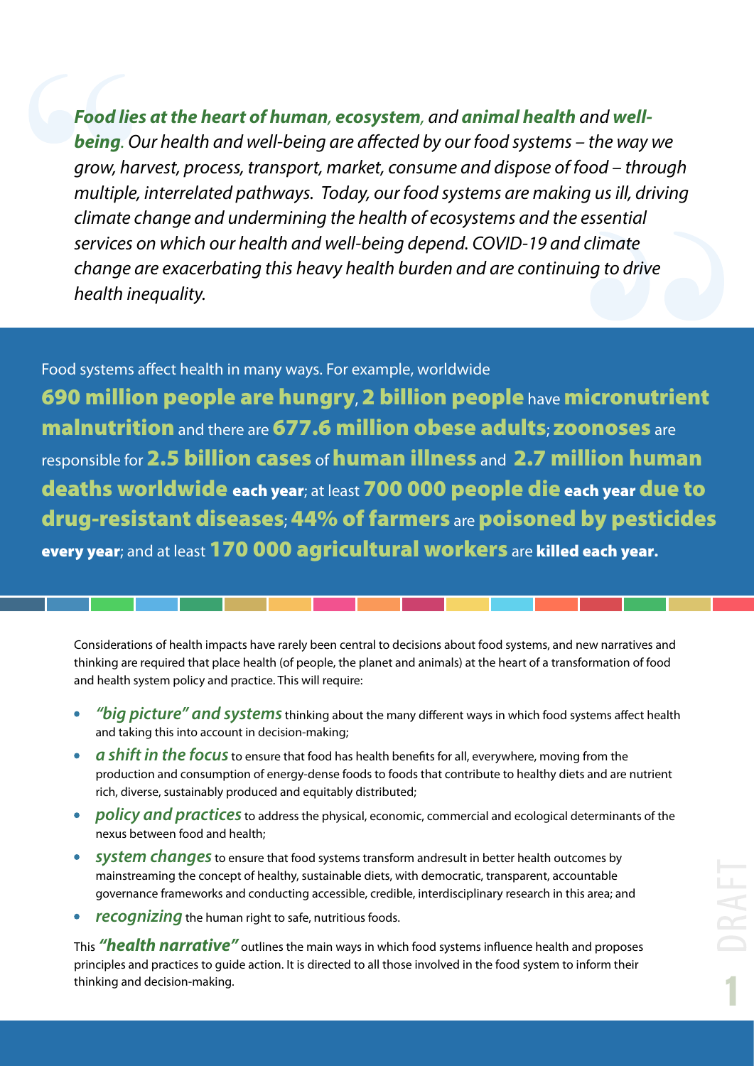> ***Food lies at the heart of human, ecosystem,** and **animal health** and **well-being**. Our health and well-being are affected by our food systems – the way we grow, harvest, process, transport, market, consume and dispose of food – through multiple, interrelated pathways. Today, our food systems are making us ill, driving climate change and undermining the health of ecosystems and the essential services on which our health and well-being depend. COVID-19 and climate change are exacerbating this heavy health burden and are continuing to drive health inequality.*

Food systems affect health in many ways. For example, worldwide **690 million people are hungry**, **2 billion people** have **micronutrient malnutrition** and there are **677.6 million obese adults**; **zoonoses** are responsible for **2.5 billion cases** of **human illness** and **2.7 million human deaths worldwide each year**; at least **700 000 people die each year due to drug-resistant diseases**; **44% of farmers** are **poisoned by pesticides every year**; and at least **170 000 agricultural workers** are **killed each year.**

Considerations of health impacts have rarely been central to decisions about food systems, and new narratives and thinking are required that place health (of people, the planet and animals) at the heart of a transformation of food and health system policy and practice. This will require:

- ***"big picture" and systems*** thinking about the many different ways in which food systems affect health and taking this into account in decision-making;
- ***a shift in the focus*** to ensure that food has health benefits for all, everywhere, moving from the production and consumption of energy-dense foods to foods that contribute to healthy diets and are nutrient rich, diverse, sustainably produced and equitably distributed;
- ***policy and practices*** to address the physical, economic, commercial and ecological determinants of the nexus between food and health;
- ***system changes*** to ensure that food systems transform andresult in better health outcomes by mainstreaming the concept of healthy, sustainable diets, with democratic, transparent, accountable governance frameworks and conducting accessible, credible, interdisciplinary research in this area; and
- ***recognizing*** the human right to safe, nutritious foods.

This ***"health narrative"*** outlines the main ways in which food systems influence health and proposes principles and practices to guide action. It is directed to all those involved in the food system to inform their thinking and decision-making.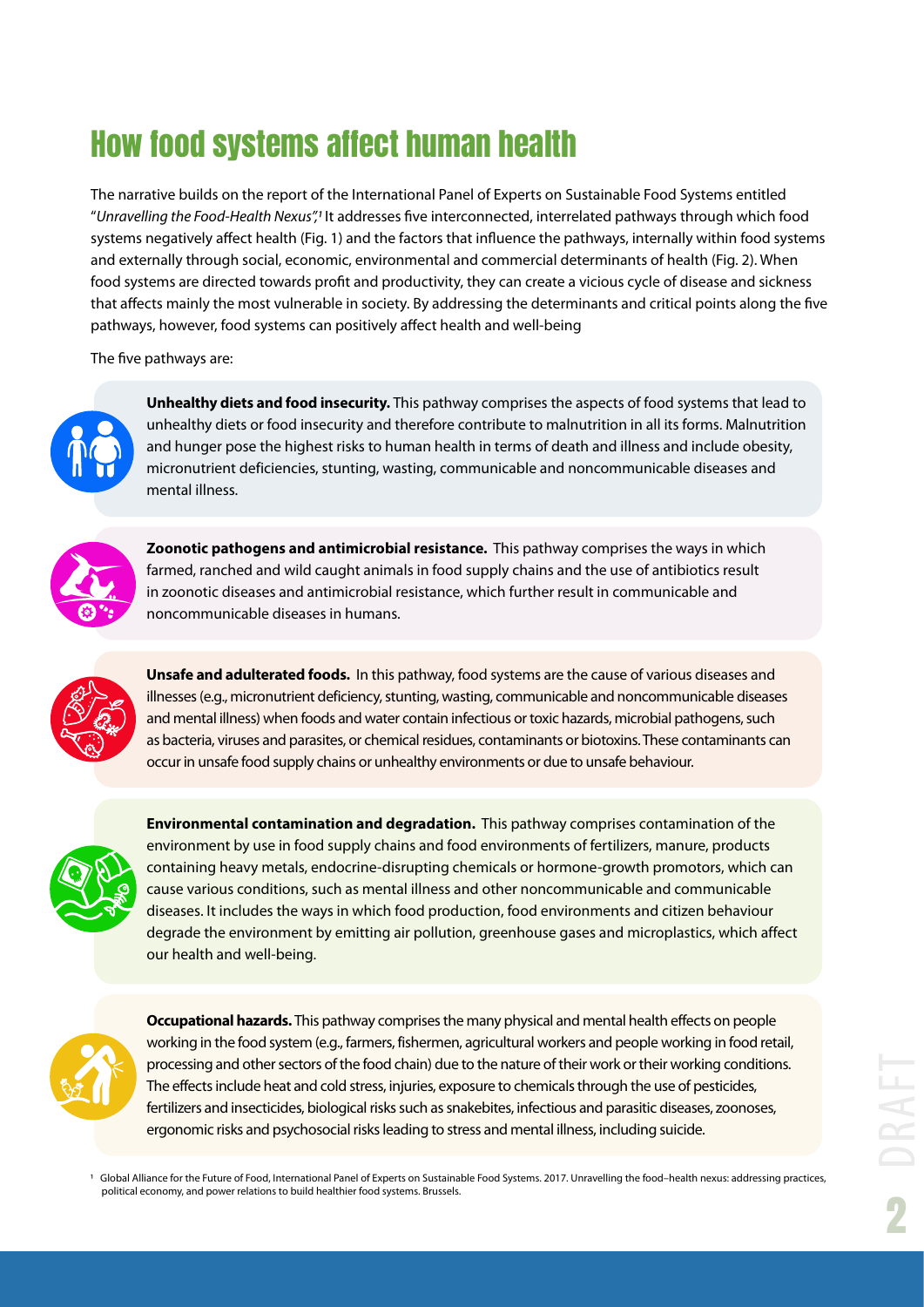# How food systems affect human health

The narrative builds on the report of the International Panel of Experts on Sustainable Food Systems entitled "*Unravelling the Food-Health Nexus*",[1] It addresses five interconnected, interrelated pathways through which food systems negatively affect health (Fig. 1) and the factors that influence the pathways, internally within food systems and externally through social, economic, environmental and commercial determinants of health (Fig. 2). When food systems are directed towards profit and productivity, they can create a vicious cycle of disease and sickness that affects mainly the most vulnerable in society. By addressing the determinants and critical points along the five pathways, however, food systems can positively affect health and well-being

The five pathways are:

**Unhealthy diets and food insecurity.** This pathway comprises the aspects of food systems that lead to unhealthy diets or food insecurity and therefore contribute to malnutrition in all its forms. Malnutrition and hunger pose the highest risks to human health in terms of death and illness and include obesity, micronutrient deficiencies, stunting, wasting, communicable and noncommunicable diseases and mental illness.

**Zoonotic pathogens and antimicrobial resistance.** This pathway comprises the ways in which farmed, ranched and wild caught animals in food supply chains and the use of antibiotics result in zoonotic diseases and antimicrobial resistance, which further result in communicable and noncommunicable diseases in humans.

**Unsafe and adulterated foods.** In this pathway, food systems are the cause of various diseases and illnesses (e.g., micronutrient deficiency, stunting, wasting, communicable and noncommunicable diseases and mental illness) when foods and water contain infectious or toxic hazards, microbial pathogens, such as bacteria, viruses and parasites, or chemical residues, contaminants or biotoxins. These contaminants can occur in unsafe food supply chains or unhealthy environments or due to unsafe behaviour.

**Environmental contamination and degradation.** This pathway comprises contamination of the environment by use in food supply chains and food environments of fertilizers, manure, products containing heavy metals, endocrine-disrupting chemicals or hormone-growth promotors, which can cause various conditions, such as mental illness and other noncommunicable and communicable diseases. It includes the ways in which food production, food environments and citizen behaviour degrade the environment by emitting air pollution, greenhouse gases and microplastics, which affect our health and well-being.

**Occupational hazards.** This pathway comprises the many physical and mental health effects on people working in the food system (e.g., farmers, fishermen, agricultural workers and people working in food retail, processing and other sectors of the food chain) due to the nature of their work or their working conditions. The effects include heat and cold stress, injuries, exposure to chemicals through the use of pesticides, fertilizers and insecticides, biological risks such as snakebites, infectious and parasitic diseases, zoonoses, ergonomic risks and psychosocial risks leading to stress and mental illness, including suicide.

[1] Global Alliance for the Future of Food, International Panel of Experts on Sustainable Food Systems. 2017. Unravelling the food–health nexus: addressing practices, political economy, and power relations to build healthier food systems. Brussels.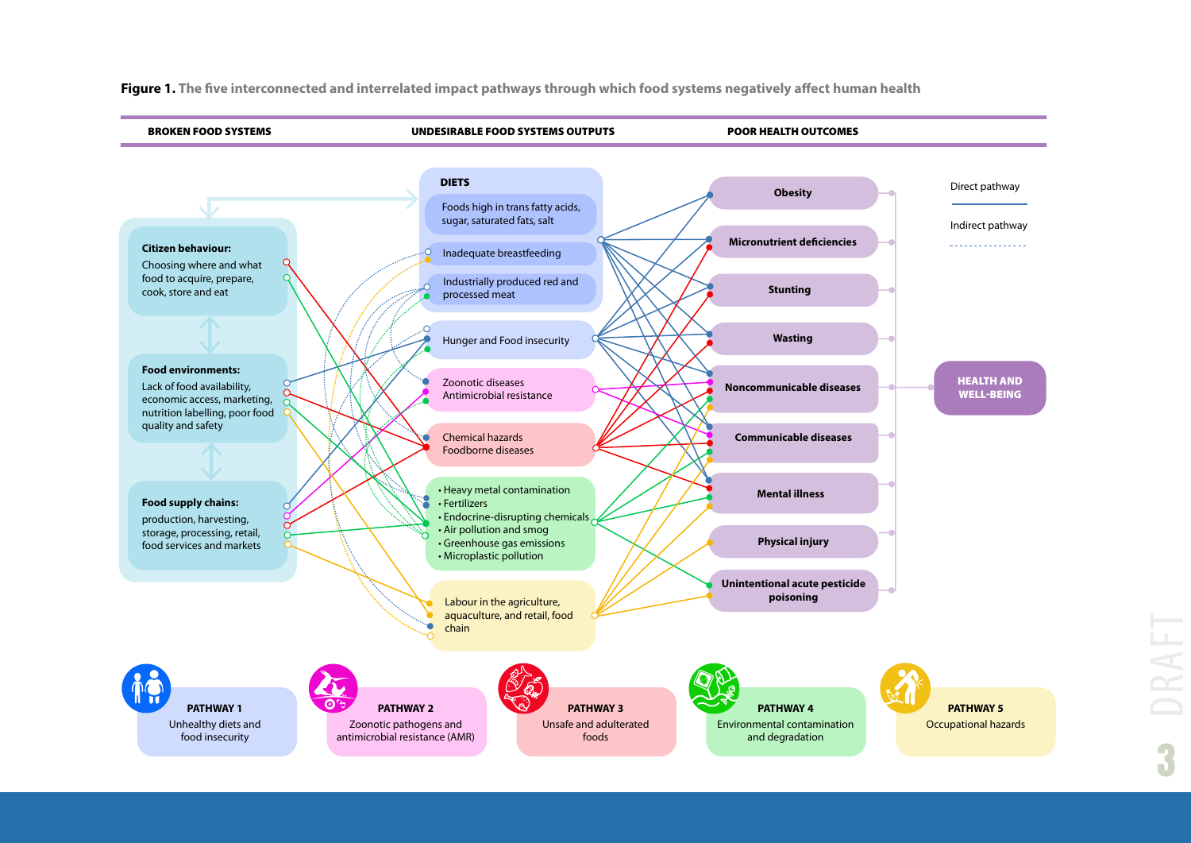**Figure 1.** The five interconnected and interrelated impact pathways through which food systems negatively affect human health

| BROKEN FOOD SYSTEMS | UNDESIRABLE FOOD SYSTEMS OUTPUTS | POOR HEALTH OUTCOMES |
|---|---|---|

**Citizen behaviour:** Choosing where and what food to acquire, prepare, cook, store and eat

**Food environments:** Lack of food availability, economic access, marketing, nutrition labelling, poor food quality and safety

**Food supply chains:** production, harvesting, storage, processing, retail, food services and markets

**DIETS**

- Foods high in trans fatty acids, sugar, saturated fats, salt
- Inadequate breastfeeding
- Industrially produced red and processed meat

Hunger and Food insecurity

Zoonotic diseases
Antimicrobial resistance

Chemical hazards
Foodborne diseases

- Heavy metal contamination
- Fertilizers
- Endocrine-disrupting chemicals
- Air pollution and smog
- Greenhouse gas emissions
- Microplastic pollution

Labour in the agriculture, aquaculture, and retail, food chain

- Obesity
- Micronutrient deficiencies
- Stunting
- Wasting
- Noncommunicable diseases
- Communicable diseases
- Mental illness
- Physical injury
- Unintentional acute pesticide poisoning

HEALTH AND WELL-BEING

Direct pathway

Indirect pathway

**PATHWAY 1** Unhealthy diets and food insecurity

**PATHWAY 2** Zoonotic pathogens and antimicrobial resistance (AMR)

**PATHWAY 3** Unsafe and adulterated foods

**PATHWAY 4** Environmental contamination and degradation

**PATHWAY 5** Occupational hazards

DRAFT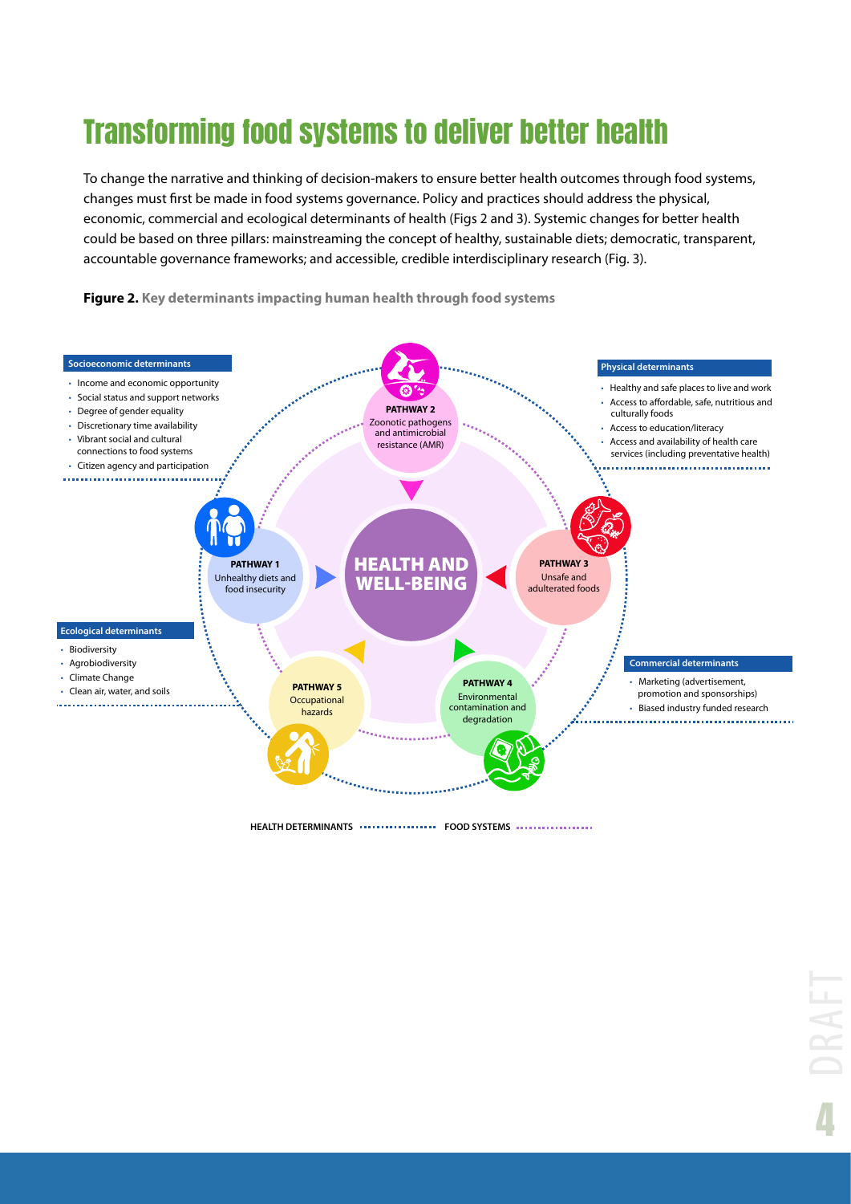# Transforming food systems to deliver better health

To change the narrative and thinking of decision-makers to ensure better health outcomes through food systems, changes must first be made in food systems governance. Policy and practices should address the physical, economic, commercial and ecological determinants of health (Figs 2 and 3). Systemic changes for better health could be based on three pillars: mainstreaming the concept of healthy, sustainable diets; democratic, transparent, accountable governance frameworks; and accessible, credible interdisciplinary research (Fig. 3).

**Figure 2.** **Key determinants impacting human health through food systems**

**Socioeconomic determinants**

- Income and economic opportunity
- Social status and support networks
- Degree of gender equality
- Discretionary time availability
- Vibrant social and cultural connections to food systems
- Citizen agency and participation

**Physical determinants**

- Healthy and safe places to live and work
- Access to affordable, safe, nutritious and culturally foods
- Access to education/literacy
- Access and availability of health care services (including preventative health)

**Ecological determinants**

- Biodiversity
- Agrobiodiversity
- Climate Change
- Clean air, water, and soils

**Commercial determinants**

- Marketing (advertisement, promotion and sponsorships)
- Biased industry funded research

**HEALTH AND WELL-BEING**

**PATHWAY 1** Unhealthy diets and food insecurity

**PATHWAY 2** Zoonotic pathogens and antimicrobial resistance (AMR)

**PATHWAY 3** Unsafe and adulterated foods

**PATHWAY 4** Environmental contamination and degradation

**PATHWAY 5** Occupational hazards

HEALTH DETERMINANTS ··········· FOOD SYSTEMS ···········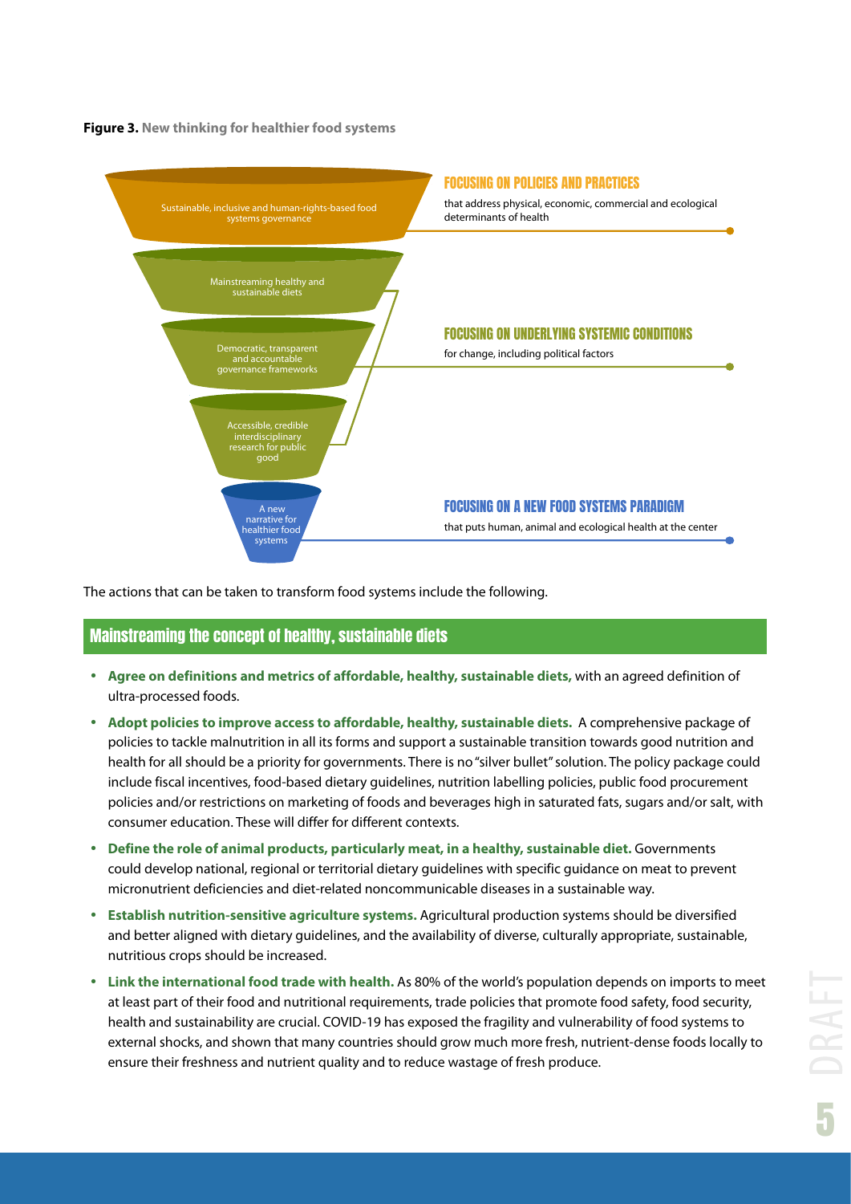**Figure 3.** New thinking for healthier food systems

Sustainable, inclusive and human-rights-based food systems governance

Mainstreaming healthy and sustainable diets

Democratic, transparent and accountable governance frameworks

Accessible, credible interdisciplinary research for public good

A new narrative for healthier food systems

FOCUSING ON POLICIES AND PRACTICES that address physical, economic, commercial and ecological determinants of health

FOCUSING ON UNDERLYING SYSTEMIC CONDITIONS for change, including political factors

FOCUSING ON A NEW FOOD SYSTEMS PARADIGM that puts human, animal and ecological health at the center

The actions that can be taken to transform food systems include the following.

## Mainstreaming the concept of healthy, sustainable diets

- **Agree on definitions and metrics of affordable, healthy, sustainable diets,** with an agreed definition of ultra-processed foods.
- **Adopt policies to improve access to affordable, healthy, sustainable diets.** A comprehensive package of policies to tackle malnutrition in all its forms and support a sustainable transition towards good nutrition and health for all should be a priority for governments. There is no "silver bullet" solution. The policy package could include fiscal incentives, food-based dietary guidelines, nutrition labelling policies, public food procurement policies and/or restrictions on marketing of foods and beverages high in saturated fats, sugars and/or salt, with consumer education. These will differ for different contexts.
- **Define the role of animal products, particularly meat, in a healthy, sustainable diet.** Governments could develop national, regional or territorial dietary guidelines with specific guidance on meat to prevent micronutrient deficiencies and diet-related noncommunicable diseases in a sustainable way.
- **Establish nutrition-sensitive agriculture systems.** Agricultural production systems should be diversified and better aligned with dietary guidelines, and the availability of diverse, culturally appropriate, sustainable, nutritious crops should be increased.
- **Link the international food trade with health.** As 80% of the world's population depends on imports to meet at least part of their food and nutritional requirements, trade policies that promote food safety, food security, health and sustainability are crucial. COVID-19 has exposed the fragility and vulnerability of food systems to external shocks, and shown that many countries should grow much more fresh, nutrient-dense foods locally to ensure their freshness and nutrient quality and to reduce wastage of fresh produce.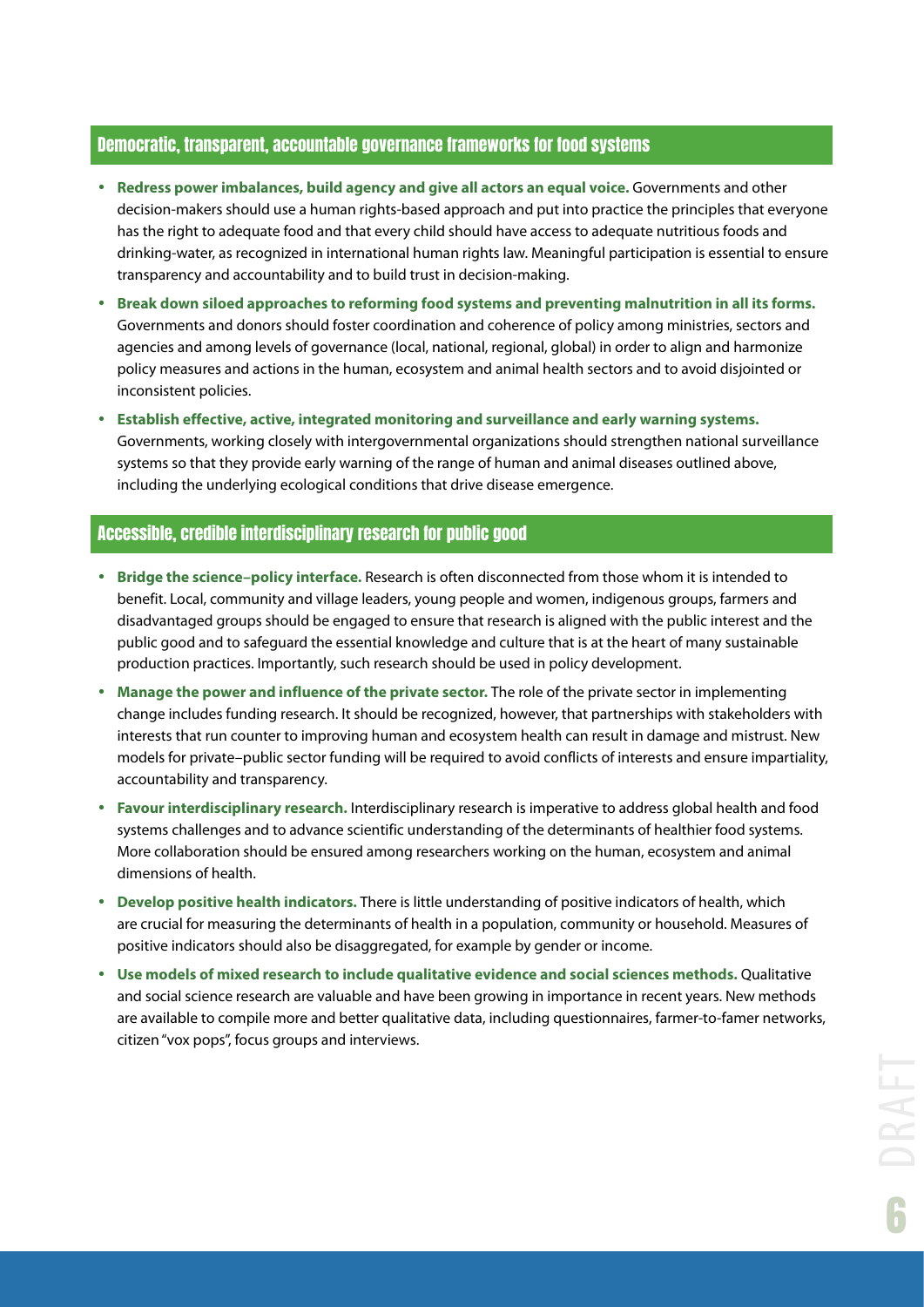## Democratic, transparent, accountable governance frameworks for food systems

- **Redress power imbalances, build agency and give all actors an equal voice.** Governments and other decision-makers should use a human rights-based approach and put into practice the principles that everyone has the right to adequate food and that every child should have access to adequate nutritious foods and drinking-water, as recognized in international human rights law. Meaningful participation is essential to ensure transparency and accountability and to build trust in decision-making.
- **Break down siloed approaches to reforming food systems and preventing malnutrition in all its forms.** Governments and donors should foster coordination and coherence of policy among ministries, sectors and agencies and among levels of governance (local, national, regional, global) in order to align and harmonize policy measures and actions in the human, ecosystem and animal health sectors and to avoid disjointed or inconsistent policies.
- **Establish effective, active, integrated monitoring and surveillance and early warning systems.** Governments, working closely with intergovernmental organizations should strengthen national surveillance systems so that they provide early warning of the range of human and animal diseases outlined above, including the underlying ecological conditions that drive disease emergence.

## Accessible, credible interdisciplinary research for public good

- **Bridge the science–policy interface.** Research is often disconnected from those whom it is intended to benefit. Local, community and village leaders, young people and women, indigenous groups, farmers and disadvantaged groups should be engaged to ensure that research is aligned with the public interest and the public good and to safeguard the essential knowledge and culture that is at the heart of many sustainable production practices. Importantly, such research should be used in policy development.
- **Manage the power and influence of the private sector.** The role of the private sector in implementing change includes funding research. It should be recognized, however, that partnerships with stakeholders with interests that run counter to improving human and ecosystem health can result in damage and mistrust. New models for private–public sector funding will be required to avoid conflicts of interests and ensure impartiality, accountability and transparency.
- **Favour interdisciplinary research.** Interdisciplinary research is imperative to address global health and food systems challenges and to advance scientific understanding of the determinants of healthier food systems. More collaboration should be ensured among researchers working on the human, ecosystem and animal dimensions of health.
- **Develop positive health indicators.** There is little understanding of positive indicators of health, which are crucial for measuring the determinants of health in a population, community or household. Measures of positive indicators should also be disaggregated, for example by gender or income.
- **Use models of mixed research to include qualitative evidence and social sciences methods.** Qualitative and social science research are valuable and have been growing in importance in recent years. New methods are available to compile more and better qualitative data, including questionnaires, farmer-to-famer networks, citizen "vox pops", focus groups and interviews.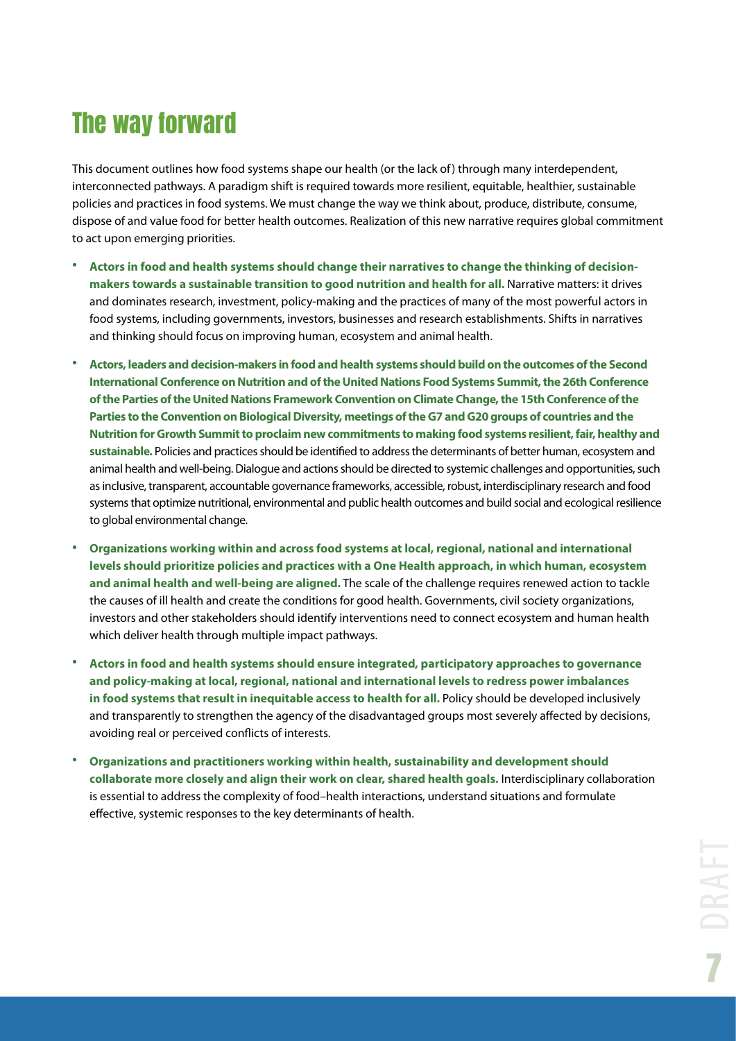# The way forward

This document outlines how food systems shape our health (or the lack of) through many interdependent, interconnected pathways. A paradigm shift is required towards more resilient, equitable, healthier, sustainable policies and practices in food systems. We must change the way we think about, produce, distribute, consume, dispose of and value food for better health outcomes. Realization of this new narrative requires global commitment to act upon emerging priorities.

- **Actors in food and health systems should change their narratives to change the thinking of decision-makers towards a sustainable transition to good nutrition and health for all.** Narrative matters: it drives and dominates research, investment, policy-making and the practices of many of the most powerful actors in food systems, including governments, investors, businesses and research establishments. Shifts in narratives and thinking should focus on improving human, ecosystem and animal health.
- **Actors, leaders and decision-makers in food and health systems should build on the outcomes of the Second International Conference on Nutrition and of the United Nations Food Systems Summit, the 26th Conference of the Parties of the United Nations Framework Convention on Climate Change, the 15th Conference of the Parties to the Convention on Biological Diversity, meetings of the G7 and G20 groups of countries and the Nutrition for Growth Summit to proclaim new commitments to making food systems resilient, fair, healthy and sustainable.** Policies and practices should be identified to address the determinants of better human, ecosystem and animal health and well-being. Dialogue and actions should be directed to systemic challenges and opportunities, such as inclusive, transparent, accountable governance frameworks, accessible, robust, interdisciplinary research and food systems that optimize nutritional, environmental and public health outcomes and build social and ecological resilience to global environmental change.
- **Organizations working within and across food systems at local, regional, national and international levels should prioritize policies and practices with a One Health approach, in which human, ecosystem and animal health and well-being are aligned.** The scale of the challenge requires renewed action to tackle the causes of ill health and create the conditions for good health. Governments, civil society organizations, investors and other stakeholders should identify interventions need to connect ecosystem and human health which deliver health through multiple impact pathways.
- **Actors in food and health systems should ensure integrated, participatory approaches to governance and policy-making at local, regional, national and international levels to redress power imbalances in food systems that result in inequitable access to health for all.** Policy should be developed inclusively and transparently to strengthen the agency of the disadvantaged groups most severely affected by decisions, avoiding real or perceived conflicts of interests.
- **Organizations and practitioners working within health, sustainability and development should collaborate more closely and align their work on clear, shared health goals.** Interdisciplinary collaboration is essential to address the complexity of food–health interactions, understand situations and formulate effective, systemic responses to the key determinants of health.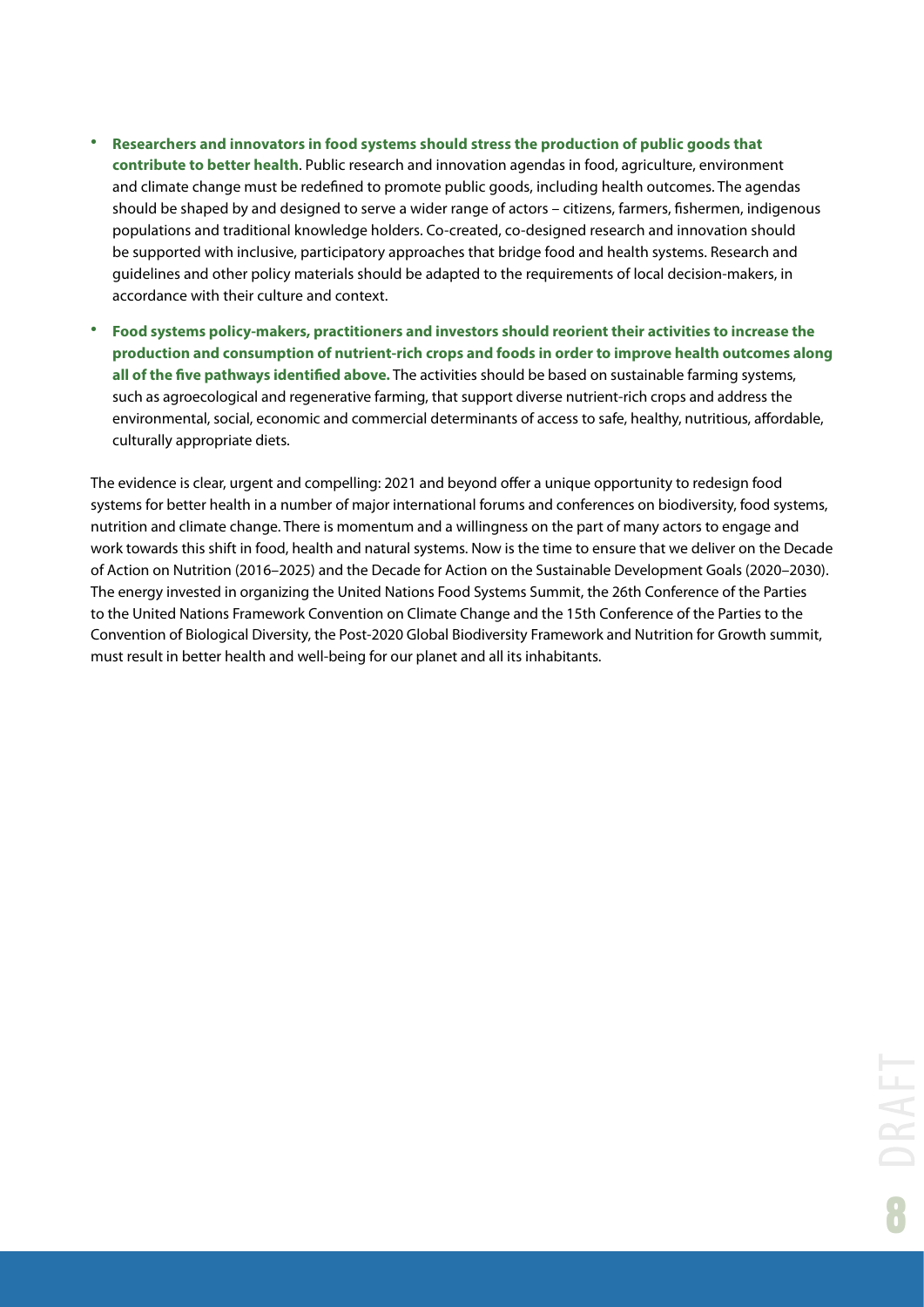- **Researchers and innovators in food systems should stress the production of public goods that contribute to better health**. Public research and innovation agendas in food, agriculture, environment and climate change must be redefined to promote public goods, including health outcomes. The agendas should be shaped by and designed to serve a wider range of actors – citizens, farmers, fishermen, indigenous populations and traditional knowledge holders. Co-created, co-designed research and innovation should be supported with inclusive, participatory approaches that bridge food and health systems. Research and guidelines and other policy materials should be adapted to the requirements of local decision-makers, in accordance with their culture and context.
- **Food systems policy-makers, practitioners and investors should reorient their activities to increase the production and consumption of nutrient-rich crops and foods in order to improve health outcomes along all of the five pathways identified above.** The activities should be based on sustainable farming systems, such as agroecological and regenerative farming, that support diverse nutrient-rich crops and address the environmental, social, economic and commercial determinants of access to safe, healthy, nutritious, affordable, culturally appropriate diets.

The evidence is clear, urgent and compelling: 2021 and beyond offer a unique opportunity to redesign food systems for better health in a number of major international forums and conferences on biodiversity, food systems, nutrition and climate change. There is momentum and a willingness on the part of many actors to engage and work towards this shift in food, health and natural systems. Now is the time to ensure that we deliver on the Decade of Action on Nutrition (2016–2025) and the Decade for Action on the Sustainable Development Goals (2020–2030). The energy invested in organizing the United Nations Food Systems Summit, the 26th Conference of the Parties to the United Nations Framework Convention on Climate Change and the 15th Conference of the Parties to the Convention of Biological Diversity, the Post-2020 Global Biodiversity Framework and Nutrition for Growth summit, must result in better health and well-being for our planet and all its inhabitants.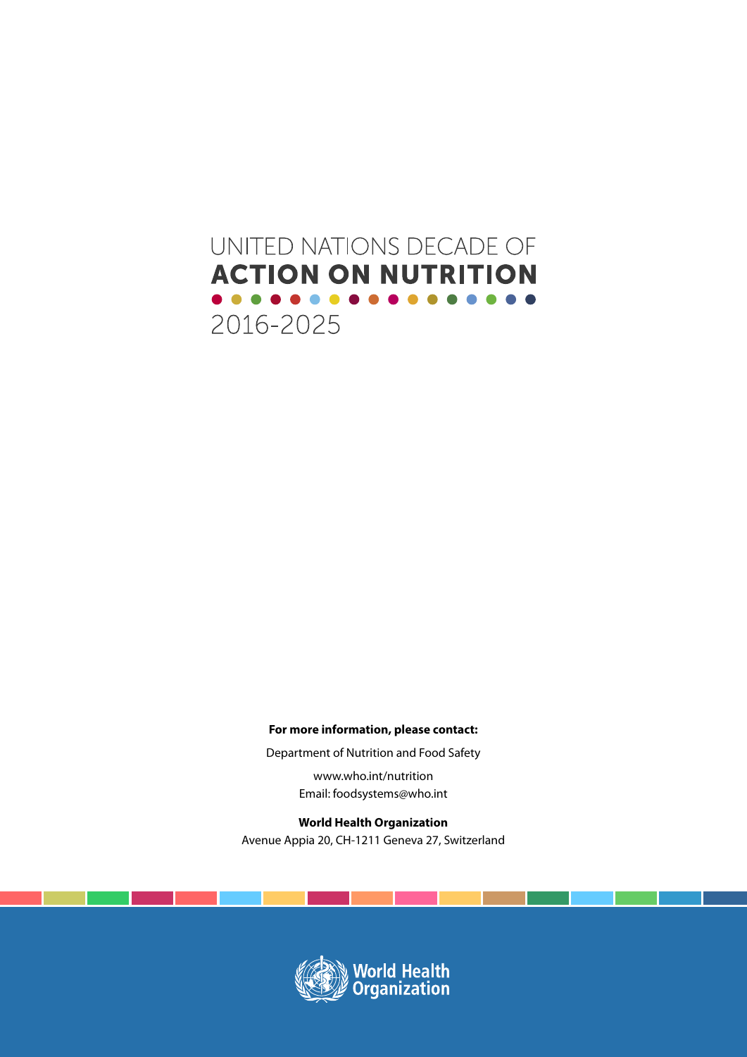UNITED NATIONS DECADE OF

**ACTION ON NUTRITION**

2016-2025

**For more information, please contact:**

Department of Nutrition and Food Safety

www.who.int/nutrition

Email: foodsystems@who.int

**World Health Organization**

Avenue Appia 20, CH-1211 Geneva 27, Switzerland

World Health Organization